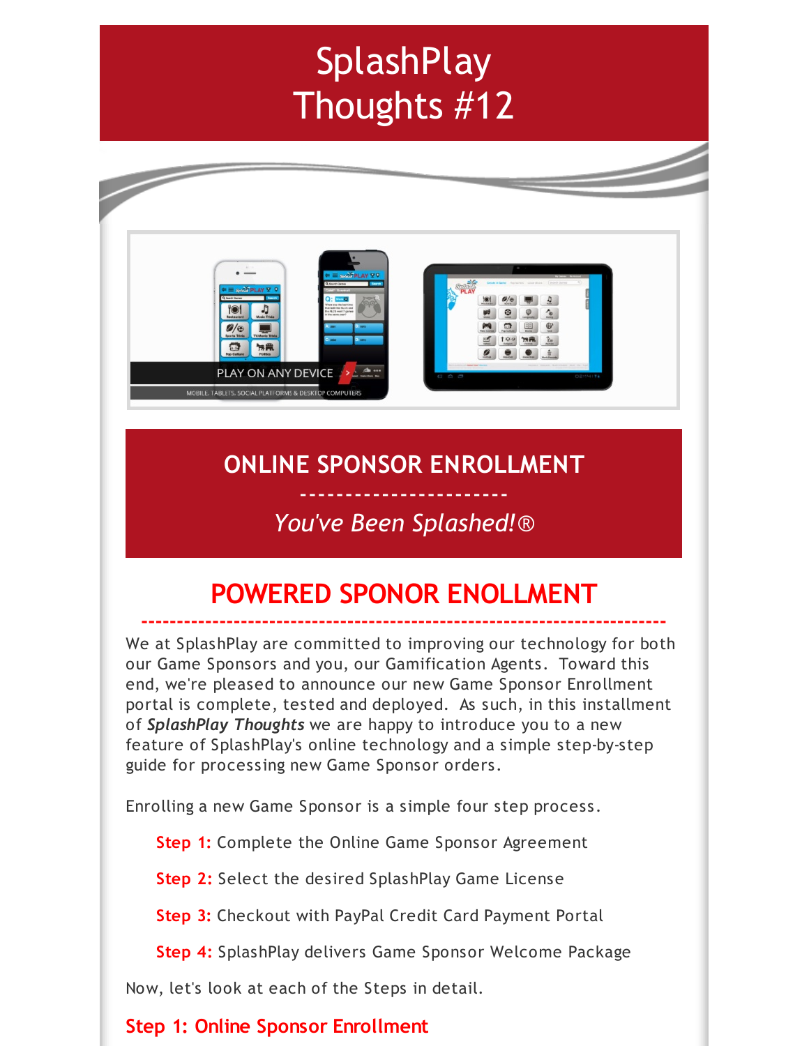# SplashPlay Thoughts #12

## ONLINE SPONSOR ENROLLMENT

----------------------

*You've Been Splashed!®*

## POWERED SPONOR ENOLLMENT

We at SplashPlay are committed to improving our technology for both our Game Sponsors and you, our Gamification Agents. Toward this end, we're pleased to announce our new Game Sponsor Enrollment portal is complete, tested and deployed. As such, in this installment of ***SplashPlay Thoughts*** we are happy to introduce you to a new feature of SplashPlay's online technology and a simple step-by-step guide for processing new Game Sponsor orders.

Enrolling a new Game Sponsor is a simple four step process.

**Step 1:** Complete the Online Game Sponsor Agreement

**Step 2:** Select the desired SplashPlay Game License

**Step 3:** Checkout with PayPal Credit Card Payment Portal

**Step 4:** SplashPlay delivers Game Sponsor Welcome Package

Now, let's look at each of the Steps in detail.

### Step 1: Online Sponsor Enrollment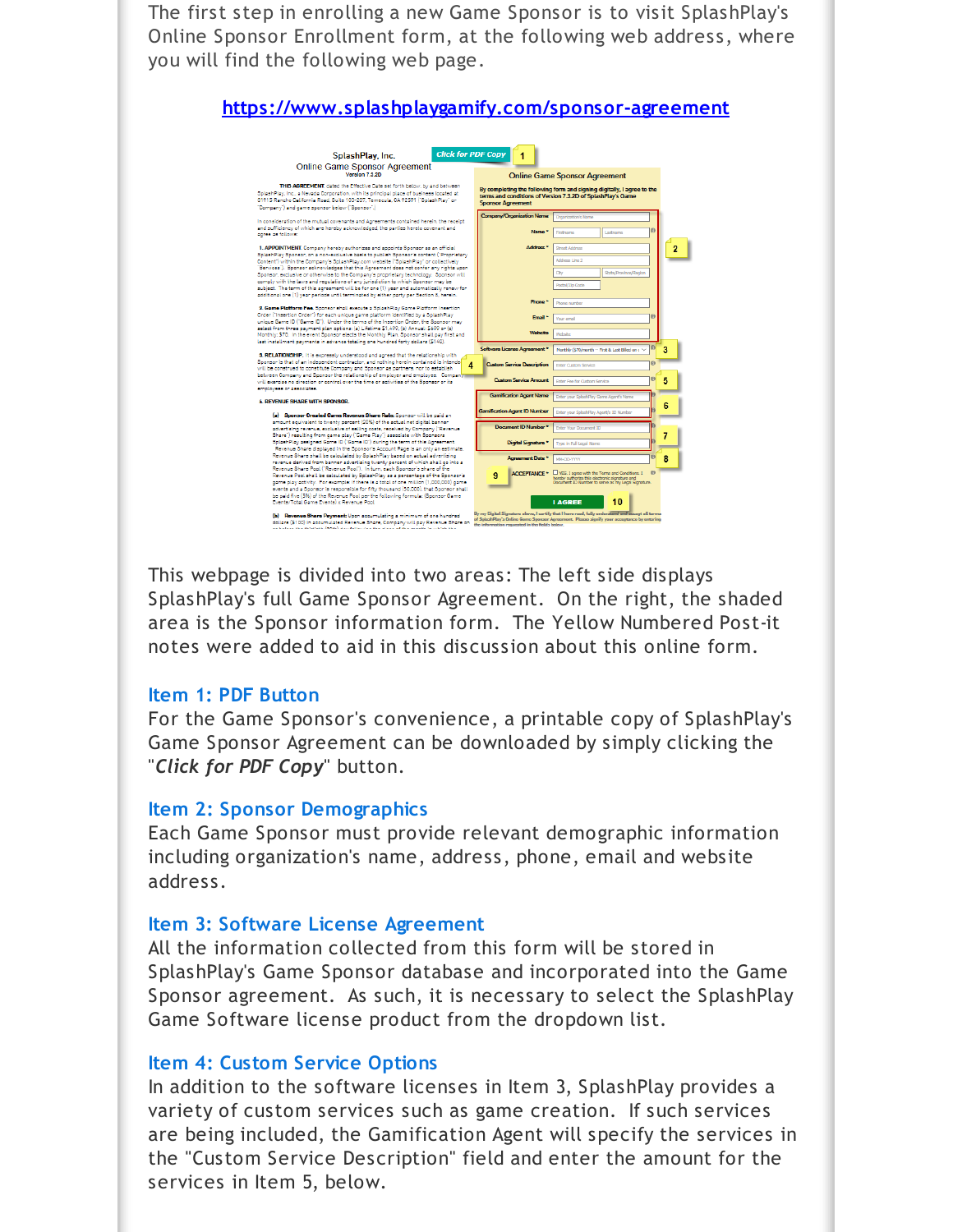The first step in enrolling a new Game Sponsor is to visit SplashPlay's Online Sponsor Enrollment form, at the following web address, where you will find the following web page.

https://www.splashplaygamify.com/sponsor-agreement

This webpage is divided into two areas: The left side displays SplashPlay's full Game Sponsor Agreement. On the right, the shaded area is the Sponsor information form. The Yellow Numbered Post-it notes were added to aid in this discussion about this online form.

### Item 1: PDF Button

For the Game Sponsor's convenience, a printable copy of SplashPlay's Game Sponsor Agreement can be downloaded by simply clicking the "***Click for PDF Copy***" button.

### Item 2: Sponsor Demographics

Each Game Sponsor must provide relevant demographic information including organization's name, address, phone, email and website address.

### Item 3: Software License Agreement

All the information collected from this form will be stored in SplashPlay's Game Sponsor database and incorporated into the Game Sponsor agreement. As such, it is necessary to select the SplashPlay Game Software license product from the dropdown list.

### Item 4: Custom Service Options

In addition to the software licenses in Item 3, SplashPlay provides a variety of custom services such as game creation. If such services are being included, the Gamification Agent will specify the services in the "Custom Service Description" field and enter the amount for the services in Item 5, below.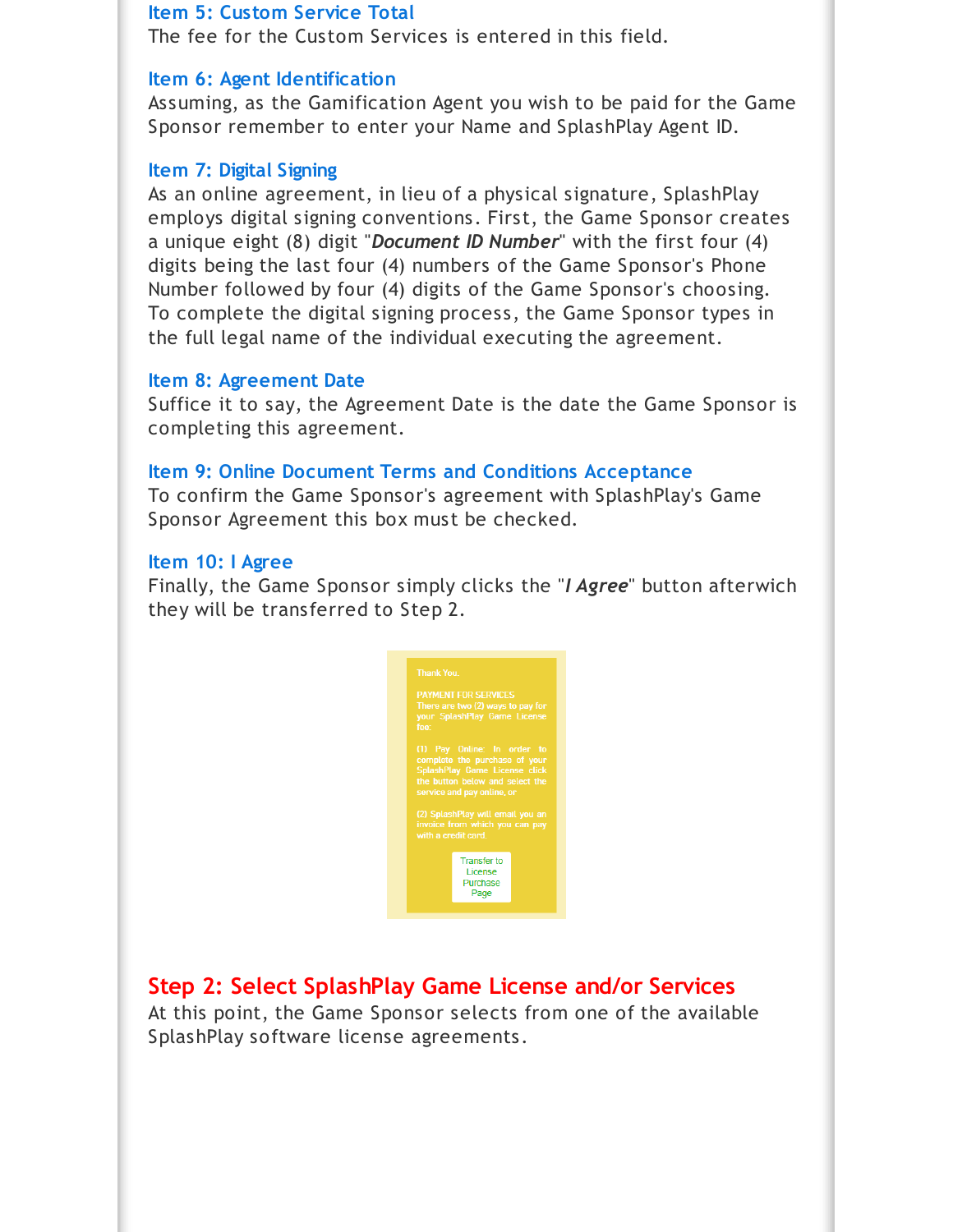### Item 5: Custom Service Total

The fee for the Custom Services is entered in this field.

### Item 6: Agent Identification

Assuming, as the Gamification Agent you wish to be paid for the Game Sponsor remember to enter your Name and SplashPlay Agent ID.

### Item 7: Digital Signing

As an online agreement, in lieu of a physical signature, SplashPlay employs digital signing conventions. First, the Game Sponsor creates a unique eight (8) digit "***Document ID Number***" with the first four (4) digits being the last four (4) numbers of the Game Sponsor's Phone Number followed by four (4) digits of the Game Sponsor's choosing. To complete the digital signing process, the Game Sponsor types in the full legal name of the individual executing the agreement.

### Item 8: Agreement Date

Suffice it to say, the Agreement Date is the date the Game Sponsor is completing this agreement.

### Item 9: Online Document Terms and Conditions Acceptance

To confirm the Game Sponsor's agreement with SplashPlay's Game Sponsor Agreement this box must be checked.

### Item 10: I Agree

Finally, the Game Sponsor simply clicks the "***I Agree***" button afterwich they will be transferred to Step 2.

Thank You.

PAYMENT FOR SERVICES
There are two (2) ways to pay for your SplashPlay Game License fee:

(1) Pay Online: In order to complete the purchase of your SplashPlay Game License click the button below and select the service and pay online, or

(2) SplashPlay will email you an invoice from which you can pay with a credit card.

Transfer to License Purchase Page

## Step 2: Select SplashPlay Game License and/or Services

At this point, the Game Sponsor selects from one of the available SplashPlay software license agreements.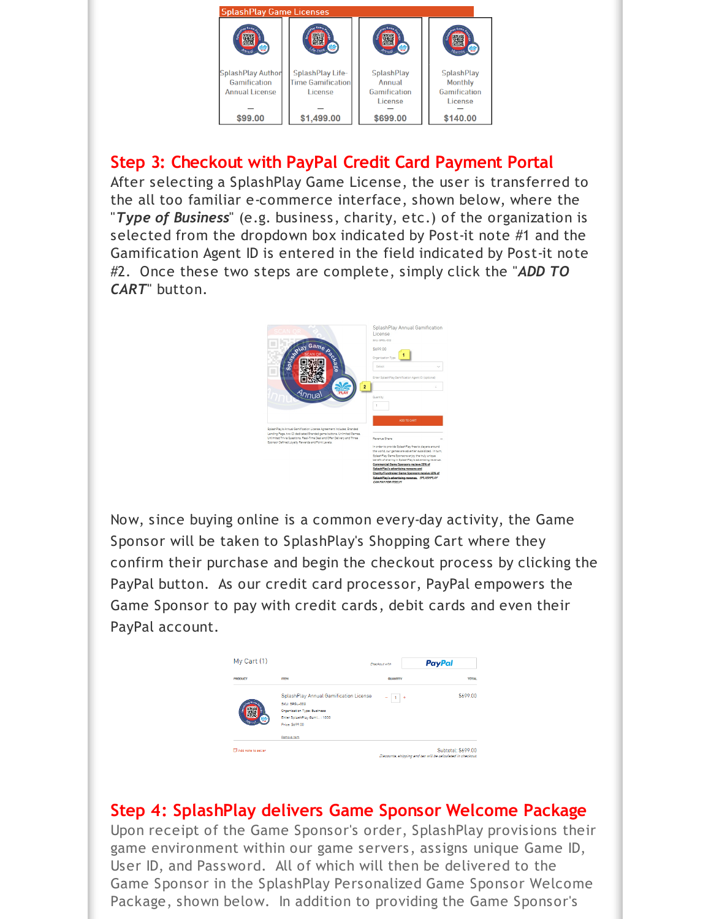SplashPlay Game Licenses

| SplashPlay Author Gamification Annual License | SplashPlay Life-Time Gamification License | SplashPlay Annual Gamification License | SplashPlay Monthly Gamification License |
| --- | --- | --- | --- |
| $99.00 | $1,499.00 | $699.00 | $140.00 |

## Step 3: Checkout with PayPal Credit Card Payment Portal

After selecting a SplashPlay Game License, the user is transferred to the all too familiar e-commerce interface, shown below, where the "***Type of Business***" (e.g. business, charity, etc.) of the organization is selected from the dropdown box indicated by Post-it note #1 and the Gamification Agent ID is entered in the field indicated by Post-it note #2. Once these two steps are complete, simply click the "***ADD TO CART***" button.

Now, since buying online is a common every-day activity, the Game Sponsor will be taken to SplashPlay's Shopping Cart where they confirm their purchase and begin the checkout process by clicking the PayPal button. As our credit card processor, PayPal empowers the Game Sponsor to pay with credit cards, debit cards and even their PayPal account.

## Step 4: SplashPlay delivers Game Sponsor Welcome Package

Upon receipt of the Game Sponsor's order, SplashPlay provisions their game environment within our game servers, assigns unique Game ID, User ID, and Password. All of which will then be delivered to the Game Sponsor in the SplashPlay Personalized Game Sponsor Welcome Package, shown below. In addition to providing the Game Sponsor's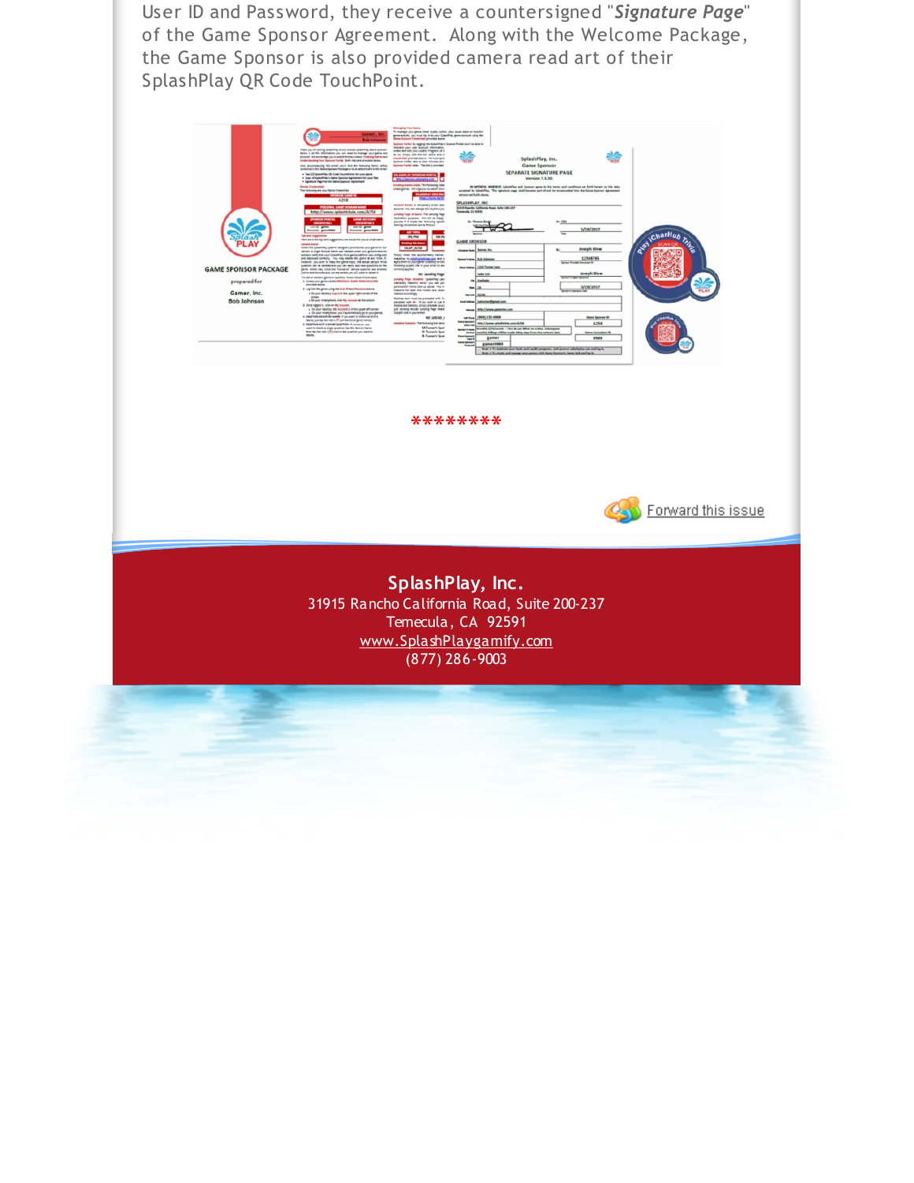User ID and Password, they receive a countersigned "***Signature Page***" of the Game Sponsor Agreement. Along with the Welcome Package, the Game Sponsor is also provided camera read art of their SplashPlay QR Code TouchPoint.

********

Forward this issue

**SplashPlay, Inc.**
31915 Rancho California Road, Suite 200-237
Temecula, CA 92591
www.SplashPlaygamify.com
(877) 286-9003